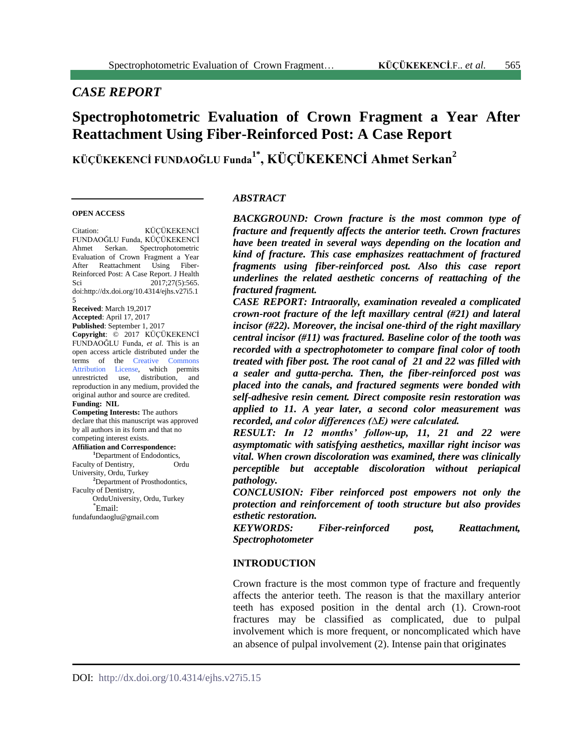*CASE REPORT*

# Spectrophotometric Evaluation of Crown Fragment a Year After Reattachment Using Fiber-Reinforced Post: A Case Report

**KÜÇÜKEKENCİ FUNDAOĞLU Funda[1*], KÜÇÜKEKENCİ Ahmet Serkan[2]**

**OPEN ACCESS**

Citation: KÜÇÜKEKENCİ FUNDAOĞLU Funda, KÜÇÜKEKENCİ Ahmet Serkan. Spectrophotometric Evaluation of Crown Fragment a Year After Reattachment Using Fiber-Reinforced Post: A Case Report. J Health Sci 2017;27(5):565. doi:http://dx.doi.org/10.4314/ejhs.v27i5.15

**Received**: March 19,2017
**Accepted**: April 17, 2017
**Published**: September 1, 2017
**Copyright**: © 2017 KÜÇÜKEKENCİ FUNDAOĞLU Funda, *et al.* This is an open access article distributed under the terms of the Creative Commons Attribution License, which permits unrestricted use, distribution, and reproduction in any medium, provided the original author and source are credited.
**Funding: NIL**
**Competing Interests:** The authors declare that this manuscript was approved by all authors in its form and that no competing interest exists.
**Affiliation and Correspondence:**
[1]Department of Endodontics, Faculty of Dentistry, Ordu University, Ordu, Turkey
[2]Department of Prosthodontics, Faculty of Dentistry, OrduUniversity, Ordu, Turkey
[*]Email: fundafundaoglu@gmail.com

## *ABSTRACT*

***BACKGROUND: Crown fracture is the most common type of fracture and frequently affects the anterior teeth. Crown fractures have been treated in several ways depending on the location and kind of fracture. This case emphasizes reattachment of fractured fragments using fiber-reinforced post. Also this case report underlines the related aesthetic concerns of reattaching of the fractured fragment.***

***CASE REPORT: Intraorally, examination revealed a complicated crown-root fracture of the left maxillary central (#21) and lateral incisor (#22). Moreover, the incisal one-third of the right maxillary central incisor (#11) was fractured. Baseline color of the tooth was recorded with a spectrophotometer to compare final color of tooth treated with fiber post. The root canal of 21 and 22 was filled with a sealer and gutta-percha. Then, the fiber-reinforced post was placed into the canals, and fractured segments were bonded with self-adhesive resin cement. Direct composite resin restoration was applied to 11. A year later, a second color measurement was recorded, and color differences (ΔE) were calculated.***

***RESULT: In 12 months' follow-up, 11, 21 and 22 were asymptomatic with satisfying aesthetics, maxillar right incisor was vital. When crown discoloration was examined, there was clinically perceptible but acceptable discoloration without periapical pathology.***

***CONCLUSION: Fiber reinforced post empowers not only the protection and reinforcement of tooth structure but also provides esthetic restoration.***

***KEYWORDS: Fiber-reinforced post, Reattachment, Spectrophotometer***

## INTRODUCTION

Crown fracture is the most common type of fracture and frequently affects the anterior teeth. The reason is that the maxillary anterior teeth has exposed position in the dental arch (1). Crown-root fractures may be classified as complicated, due to pulpal involvement which is more frequent, or noncomplicated which have an absence of pulpal involvement (2). Intense pain that originates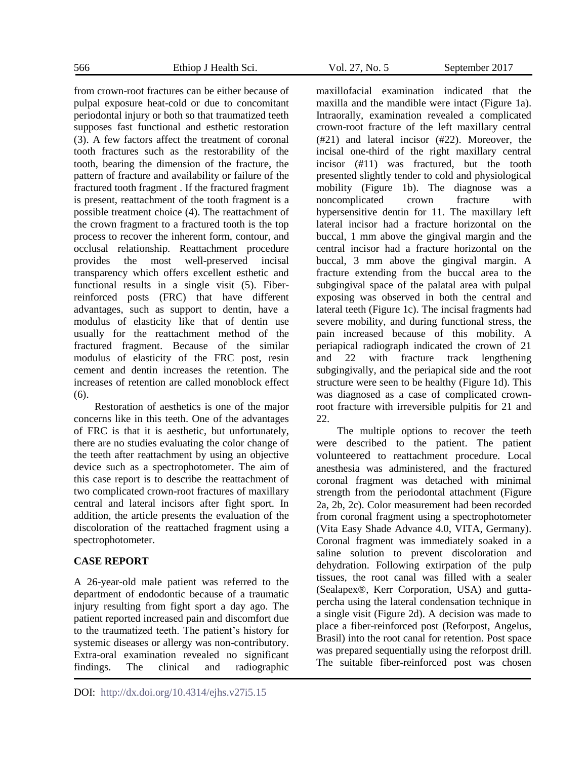from crown-root fractures can be either because of pulpal exposure heat-cold or due to concomitant periodontal injury or both so that traumatized teeth supposes fast functional and esthetic restoration (3). A few factors affect the treatment of coronal tooth fractures such as the restorability of the tooth, bearing the dimension of the fracture, the pattern of fracture and availability or failure of the fractured tooth fragment . If the fractured fragment is present, reattachment of the tooth fragment is a possible treatment choice (4). The reattachment of the crown fragment to a fractured tooth is the top process to recover the inherent form, contour, and occlusal relationship. Reattachment procedure provides the most well-preserved incisal transparency which offers excellent esthetic and functional results in a single visit (5). Fiber-reinforced posts (FRC) that have different advantages, such as support to dentin, have a modulus of elasticity like that of dentin use usually for the reattachment method of the fractured fragment. Because of the similar modulus of elasticity of the FRC post, resin cement and dentin increases the retention. The increases of retention are called monoblock effect (6).

Restoration of aesthetics is one of the major concerns like in this teeth. One of the advantages of FRC is that it is aesthetic, but unfortunately, there are no studies evaluating the color change of the teeth after reattachment by using an objective device such as a spectrophotometer. The aim of this case report is to describe the reattachment of two complicated crown-root fractures of maxillary central and lateral incisors after fight sport. In addition, the article presents the evaluation of the discoloration of the reattached fragment using a spectrophotometer.

## CASE REPORT

A 26-year-old male patient was referred to the department of endodontic because of a traumatic injury resulting from fight sport a day ago. The patient reported increased pain and discomfort due to the traumatized teeth. The patient's history for systemic diseases or allergy was non-contributory. Extra-oral examination revealed no significant findings. The clinical and radiographic maxillofacial examination indicated that the maxilla and the mandible were intact (Figure 1a). Intraorally, examination revealed a complicated crown-root fracture of the left maxillary central (#21) and lateral incisor (#22). Moreover, the incisal one-third of the right maxillary central incisor (#11) was fractured, but the tooth presented slightly tender to cold and physiological mobility (Figure 1b). The diagnose was a noncomplicated crown fracture with hypersensitive dentin for 11. The maxillary left lateral incisor had a fracture horizontal on the buccal, 1 mm above the gingival margin and the central incisor had a fracture horizontal on the buccal, 3 mm above the gingival margin. A fracture extending from the buccal area to the subgingival space of the palatal area with pulpal exposing was observed in both the central and lateral teeth (Figure 1c). The incisal fragments had severe mobility, and during functional stress, the pain increased because of this mobility. A periapical radiograph indicated the crown of 21 and 22 with fracture track lengthening subgingivally, and the periapical side and the root structure were seen to be healthy (Figure 1d). This was diagnosed as a case of complicated crown-root fracture with irreversible pulpitis for 21 and 22.

The multiple options to recover the teeth were described to the patient. The patient volunteered to reattachment procedure. Local anesthesia was administered, and the fractured coronal fragment was detached with minimal strength from the periodontal attachment (Figure 2a, 2b, 2c). Color measurement had been recorded from coronal fragment using a spectrophotometer (Vita Easy Shade Advance 4.0, VITA, Germany). Coronal fragment was immediately soaked in a saline solution to prevent discoloration and dehydration. Following extirpation of the pulp tissues, the root canal was filled with a sealer (Sealapex®, Kerr Corporation, USA) and gutta-percha using the lateral condensation technique in a single visit (Figure 2d). A decision was made to place a fiber-reinforced post (Reforpost, Angelus, Brasil) into the root canal for retention. Post space was prepared sequentially using the reforpost drill. The suitable fiber-reinforced post was chosen

DOI: http://dx.doi.org/10.4314/ejhs.v27i5.15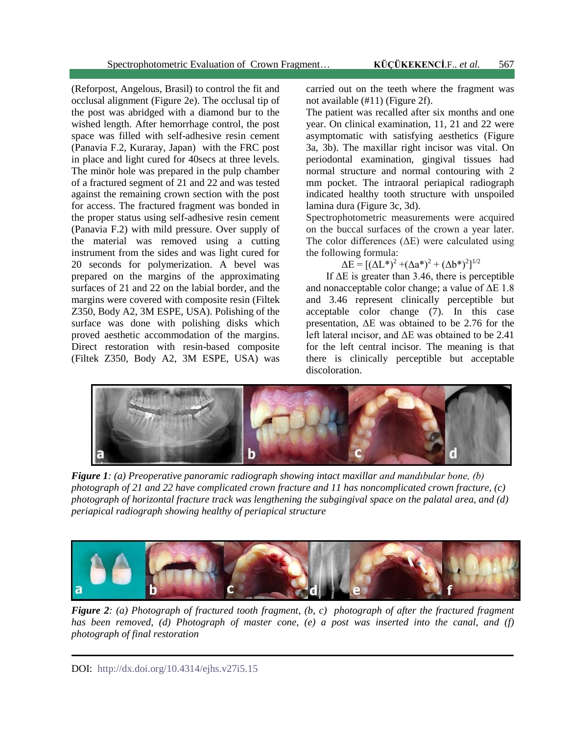(Reforpost, Angelous, Brasil) to control the fit and occlusal alignment (Figure 2e). The occlusal tip of the post was abridged with a diamond bur to the wished length. After hemorrhage control, the post space was filled with self-adhesive resin cement (Panavia F.2, Kuraray, Japan) with the FRC post in place and light cured for 40secs at three levels. The minör hole was prepared in the pulp chamber of a fractured segment of 21 and 22 and was tested against the remaining crown section with the post for access. The fractured fragment was bonded in the proper status using self-adhesive resin cement (Panavia F.2) with mild pressure. Over supply of the material was removed using a cutting instrument from the sides and was light cured for 20 seconds for polymerization. A bevel was prepared on the margins of the approximating surfaces of 21 and 22 on the labial border, and the margins were covered with composite resin (Filtek Z350, Body A2, 3M ESPE, USA). Polishing of the surface was done with polishing disks which proved aesthetic accommodation of the margins. Direct restoration with resin-based composite (Filtek Z350, Body A2, 3M ESPE, USA) was carried out on the teeth where the fragment was not available (#11) (Figure 2f).

The patient was recalled after six months and one year. On clinical examination, 11, 21 and 22 were asymptomatic with satisfying aesthetics (Figure 3a, 3b). The maxillar right incisor was vital. On periodontal examination, gingival tissues had normal structure and normal contouring with 2 mm pocket. The intraoral periapical radiograph indicated healthy tooth structure with unspoiled lamina dura (Figure 3c, 3d).

Spectrophotometric measurements were acquired on the buccal surfaces of the crown a year later. The color differences (ΔE) were calculated using the following formula:

$$\Delta E = [(\Delta L^*)^2 + (\Delta a^*)^2 + (\Delta b^*)^2]^{1/2}$$

If ΔE is greater than 3.46, there is perceptible and nonacceptable color change; a value of ΔE 1.8 and 3.46 represent clinically perceptible but acceptable color change (7). In this case presentation, ΔE was obtained to be 2.76 for the left lateral ıncisor, and ΔE was obtained to be 2.41 for the left central incisor. The meaning is that there is clinically perceptible but acceptable discoloration.

***Figure 1****: (a) Preoperative panoramic radiograph showing intact maxillar and mandıbular bone, (b) photograph of 21 and 22 have complicated crown fracture and 11 has noncomplicated crown fracture, (c) photograph of horizontal fracture track was lengthening the subgingival space on the palatal area, and (d) periapical radiograph showing healthy of periapical structure*

***Figure 2****: (a) Photograph of fractured tooth fragment, (b, c) photograph of after the fractured fragment has been removed, (d) Photograph of master cone, (e) a post was inserted into the canal, and (f) photograph of final restoration*

DOI: http://dx.doi.org/10.4314/ejhs.v27i5.15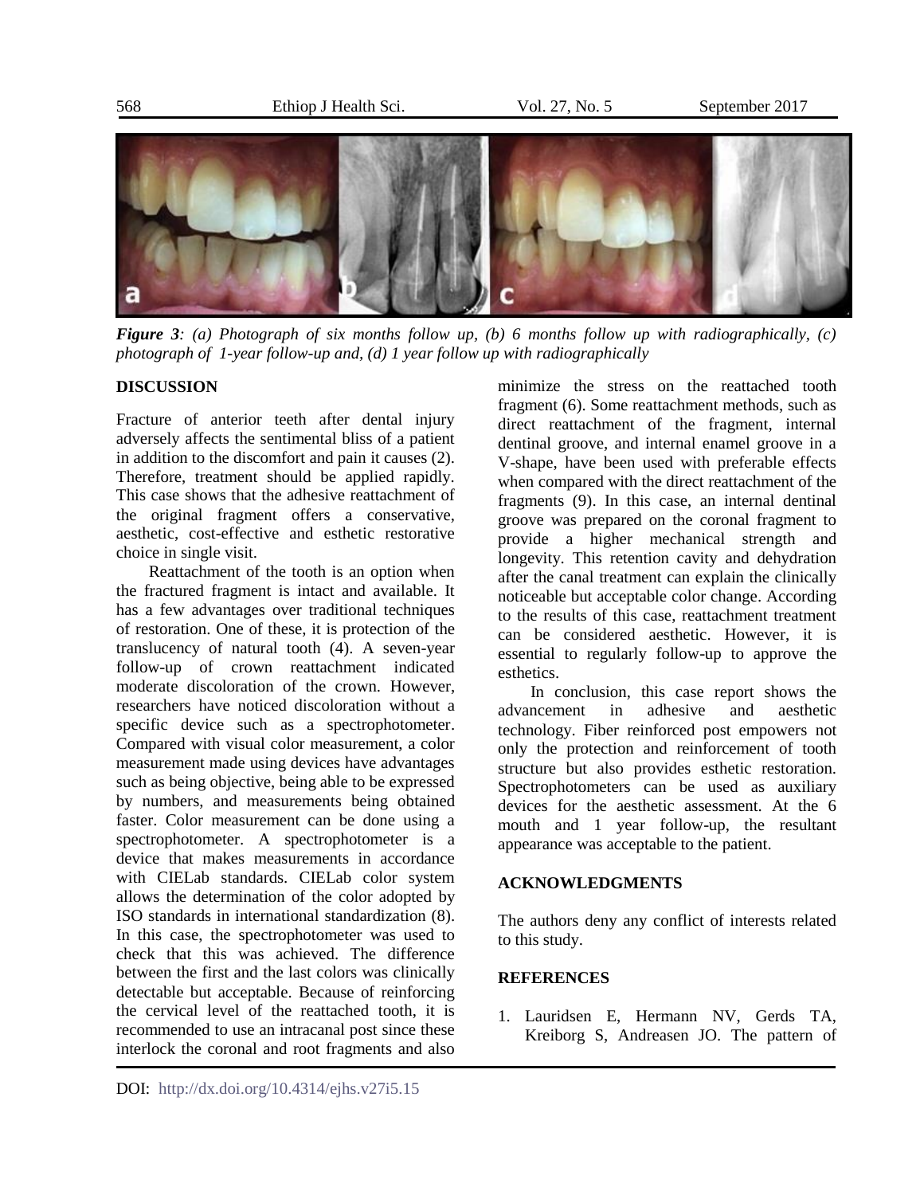*Figure 3: (a) Photograph of six months follow up, (b) 6 months follow up with radiographically, (c) photograph of 1-year follow-up and, (d) 1 year follow up with radiographically*

## DISCUSSION

Fracture of anterior teeth after dental injury adversely affects the sentimental bliss of a patient in addition to the discomfort and pain it causes (2). Therefore, treatment should be applied rapidly. This case shows that the adhesive reattachment of the original fragment offers a conservative, aesthetic, cost-effective and esthetic restorative choice in single visit.

Reattachment of the tooth is an option when the fractured fragment is intact and available. It has a few advantages over traditional techniques of restoration. One of these, it is protection of the translucency of natural tooth (4). A seven-year follow-up of crown reattachment indicated moderate discoloration of the crown. However, researchers have noticed discoloration without a specific device such as a spectrophotometer. Compared with visual color measurement, a color measurement made using devices have advantages such as being objective, being able to be expressed by numbers, and measurements being obtained faster. Color measurement can be done using a spectrophotometer. A spectrophotometer is a device that makes measurements in accordance with CIELab standards. CIELab color system allows the determination of the color adopted by ISO standards in international standardization (8). In this case, the spectrophotometer was used to check that this was achieved. The difference between the first and the last colors was clinically detectable but acceptable. Because of reinforcing the cervical level of the reattached tooth, it is recommended to use an intracanal post since these interlock the coronal and root fragments and also minimize the stress on the reattached tooth fragment (6). Some reattachment methods, such as direct reattachment of the fragment, internal dentinal groove, and internal enamel groove in a V-shape, have been used with preferable effects when compared with the direct reattachment of the fragments (9). In this case, an internal dentinal groove was prepared on the coronal fragment to provide a higher mechanical strength and longevity. This retention cavity and dehydration after the canal treatment can explain the clinically noticeable but acceptable color change. According to the results of this case, reattachment treatment can be considered aesthetic. However, it is essential to regularly follow-up to approve the esthetics.

In conclusion, this case report shows the advancement in adhesive and aesthetic technology. Fiber reinforced post empowers not only the protection and reinforcement of tooth structure but also provides esthetic restoration. Spectrophotometers can be used as auxiliary devices for the aesthetic assessment. At the 6 mouth and 1 year follow-up, the resultant appearance was acceptable to the patient.

## ACKNOWLEDGMENTS

The authors deny any conflict of interests related to this study.

## REFERENCES

1. Lauridsen E, Hermann NV, Gerds TA, Kreiborg S, Andreasen JO. The pattern of

DOI: http://dx.doi.org/10.4314/ejhs.v27i5.15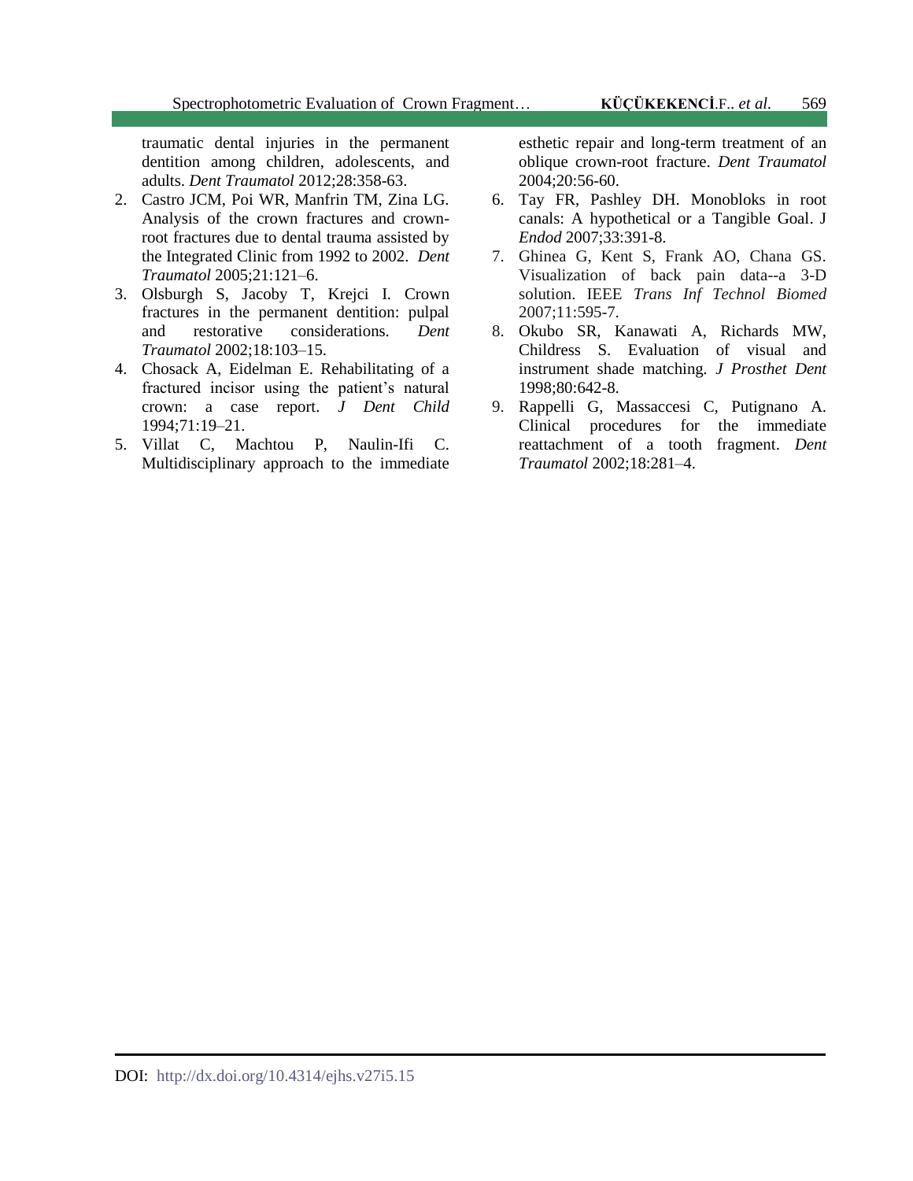traumatic dental injuries in the permanent dentition among children, adolescents, and adults. *Dent Traumatol* 2012;28:358-63.

2. Castro JCM, Poi WR, Manfrin TM, Zina LG. Analysis of the crown fractures and crown-root fractures due to dental trauma assisted by the Integrated Clinic from 1992 to 2002. *Dent Traumatol* 2005;21:121–6.
3. Olsburgh S, Jacoby T, Krejci I. Crown fractures in the permanent dentition: pulpal and restorative considerations. *Dent Traumatol* 2002;18:103–15.
4. Chosack A, Eidelman E. Rehabilitating of a fractured incisor using the patient's natural crown: a case report. *J Dent Child* 1994;71:19–21.
5. Villat C, Machtou P, Naulin-Ifi C. Multidisciplinary approach to the immediate esthetic repair and long-term treatment of an oblique crown-root fracture. *Dent Traumatol* 2004;20:56-60.
6. Tay FR, Pashley DH. Monobloks in root canals: A hypothetical or a Tangible Goal. J *Endod* 2007;33:391-8.
7. Ghinea G, Kent S, Frank AO, Chana GS. Visualization of back pain data--a 3-D solution. IEEE *Trans Inf Technol Biomed* 2007;11:595-7.
8. Okubo SR, Kanawati A, Richards MW, Childress S. Evaluation of visual and instrument shade matching. *J Prosthet Dent* 1998;80:642-8.
9. Rappelli G, Massaccesi C, Putignano A. Clinical procedures for the immediate reattachment of a tooth fragment. *Dent Traumatol* 2002;18:281–4.

DOI: http://dx.doi.org/10.4314/ejhs.v27i5.15